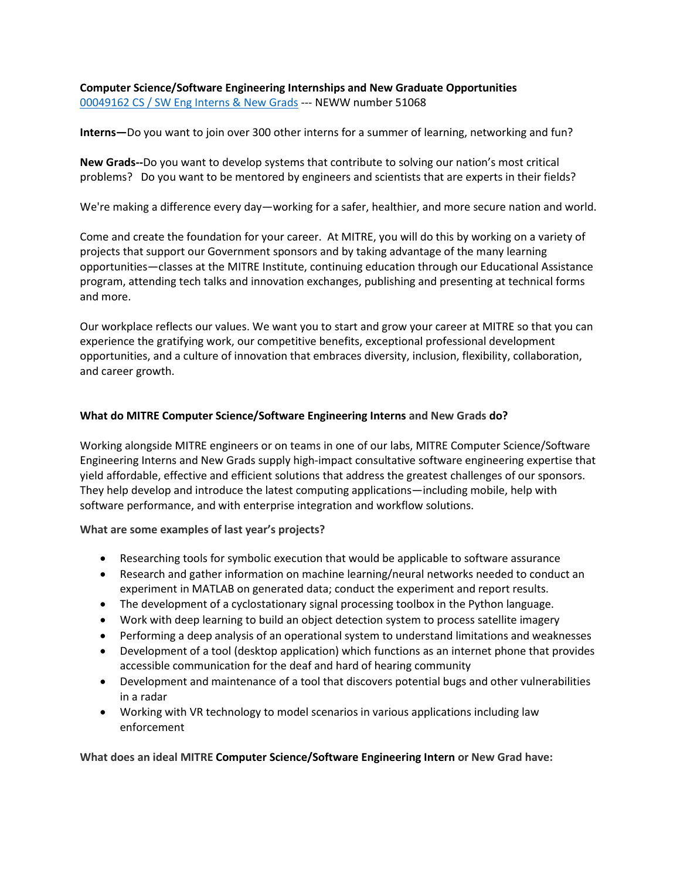**Computer Science/Software Engineering Internships and New Graduate Opportunities**
[00049162 CS / SW Eng Interns & New Grads]() --- NEWW number 51068

**Interns—**Do you want to join over 300 other interns for a summer of learning, networking and fun?

**New Grads--**Do you want to develop systems that contribute to solving our nation's most critical problems? Do you want to be mentored by engineers and scientists that are experts in their fields?

We're making a difference every day—working for a safer, healthier, and more secure nation and world.

Come and create the foundation for your career. At MITRE, you will do this by working on a variety of projects that support our Government sponsors and by taking advantage of the many learning opportunities—classes at the MITRE Institute, continuing education through our Educational Assistance program, attending tech talks and innovation exchanges, publishing and presenting at technical forms and more.

Our workplace reflects our values. We want you to start and grow your career at MITRE so that you can experience the gratifying work, our competitive benefits, exceptional professional development opportunities, and a culture of innovation that embraces diversity, inclusion, flexibility, collaboration, and career growth.

**What do MITRE Computer Science/Software Engineering Interns and New Grads do?**

Working alongside MITRE engineers or on teams in one of our labs, MITRE Computer Science/Software Engineering Interns and New Grads supply high-impact consultative software engineering expertise that yield affordable, effective and efficient solutions that address the greatest challenges of our sponsors. They help develop and introduce the latest computing applications—including mobile, help with software performance, and with enterprise integration and workflow solutions.

**What are some examples of last year's projects?**

- Researching tools for symbolic execution that would be applicable to software assurance
- Research and gather information on machine learning/neural networks needed to conduct an experiment in MATLAB on generated data; conduct the experiment and report results.
- The development of a cyclostationary signal processing toolbox in the Python language.
- Work with deep learning to build an object detection system to process satellite imagery
- Performing a deep analysis of an operational system to understand limitations and weaknesses
- Development of a tool (desktop application) which functions as an internet phone that provides accessible communication for the deaf and hard of hearing community
- Development and maintenance of a tool that discovers potential bugs and other vulnerabilities in a radar
- Working with VR technology to model scenarios in various applications including law enforcement

**What does an ideal MITRE Computer Science/Software Engineering Intern or New Grad have:**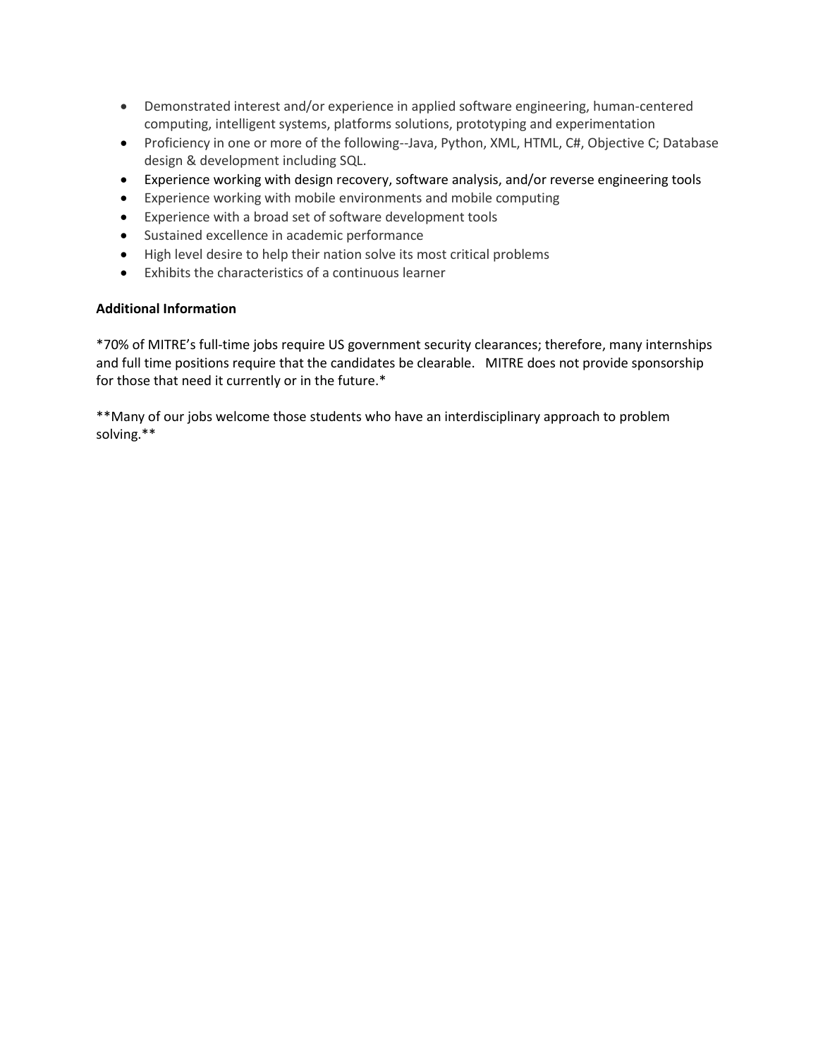- Demonstrated interest and/or experience in applied software engineering, human-centered computing, intelligent systems, platforms solutions, prototyping and experimentation
- Proficiency in one or more of the following--Java, Python, XML, HTML, C#, Objective C; Database design & development including SQL.
- Experience working with design recovery, software analysis, and/or reverse engineering tools
- Experience working with mobile environments and mobile computing
- Experience with a broad set of software development tools
- Sustained excellence in academic performance
- High level desire to help their nation solve its most critical problems
- Exhibits the characteristics of a continuous learner

**Additional Information**

*70% of MITRE's full-time jobs require US government security clearances; therefore, many internships and full time positions require that the candidates be clearable. MITRE does not provide sponsorship for those that need it currently or in the future.*

**Many of our jobs welcome those students who have an interdisciplinary approach to problem solving.**